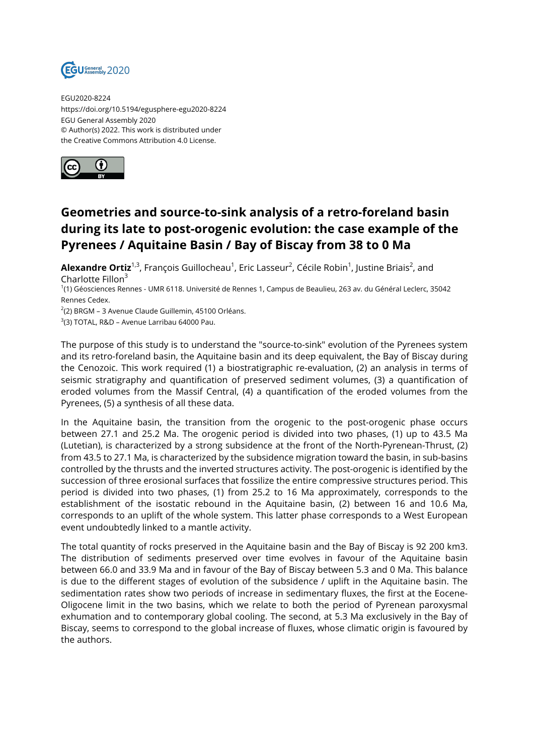EGU2020-8224
https://doi.org/10.5194/egusphere-egu2020-8224
EGU General Assembly 2020
© Author(s) 2022. This work is distributed under
the Creative Commons Attribution 4.0 License.

# Geometries and source-to-sink analysis of a retro-foreland basin during its late to post-orogenic evolution: the case example of the Pyrenees / Aquitaine Basin / Bay of Biscay from 38 to 0 Ma

**Alexandre Ortiz**[1,3], François Guillocheau[1], Eric Lasseur[2], Cécile Robin[1], Justine Briais[2], and Charlotte Fillon[3]

[1](1) Géosciences Rennes - UMR 6118. Université de Rennes 1, Campus de Beaulieu, 263 av. du Général Leclerc, 35042 Rennes Cedex.

[2](2) BRGM – 3 Avenue Claude Guillemin, 45100 Orléans.

[3](3) TOTAL, R&D – Avenue Larribau 64000 Pau.

The purpose of this study is to understand the "source-to-sink" evolution of the Pyrenees system and its retro-foreland basin, the Aquitaine basin and its deep equivalent, the Bay of Biscay during the Cenozoic. This work required (1) a biostratigraphic re-evaluation, (2) an analysis in terms of seismic stratigraphy and quantification of preserved sediment volumes, (3) a quantification of eroded volumes from the Massif Central, (4) a quantification of the eroded volumes from the Pyrenees, (5) a synthesis of all these data.

In the Aquitaine basin, the transition from the orogenic to the post-orogenic phase occurs between 27.1 and 25.2 Ma. The orogenic period is divided into two phases, (1) up to 43.5 Ma (Lutetian), is characterized by a strong subsidence at the front of the North-Pyrenean-Thrust, (2) from 43.5 to 27.1 Ma, is characterized by the subsidence migration toward the basin, in sub-basins controlled by the thrusts and the inverted structures activity. The post-orogenic is identified by the succession of three erosional surfaces that fossilize the entire compressive structures period. This period is divided into two phases, (1) from 25.2 to 16 Ma approximately, corresponds to the establishment of the isostatic rebound in the Aquitaine basin, (2) between 16 and 10.6 Ma, corresponds to an uplift of the whole system. This latter phase corresponds to a West European event undoubtedly linked to a mantle activity.

The total quantity of rocks preserved in the Aquitaine basin and the Bay of Biscay is 92 200 km3. The distribution of sediments preserved over time evolves in favour of the Aquitaine basin between 66.0 and 33.9 Ma and in favour of the Bay of Biscay between 5.3 and 0 Ma. This balance is due to the different stages of evolution of the subsidence / uplift in the Aquitaine basin. The sedimentation rates show two periods of increase in sedimentary fluxes, the first at the Eocene-Oligocene limit in the two basins, which we relate to both the period of Pyrenean paroxysmal exhumation and to contemporary global cooling. The second, at 5.3 Ma exclusively in the Bay of Biscay, seems to correspond to the global increase of fluxes, whose climatic origin is favoured by the authors.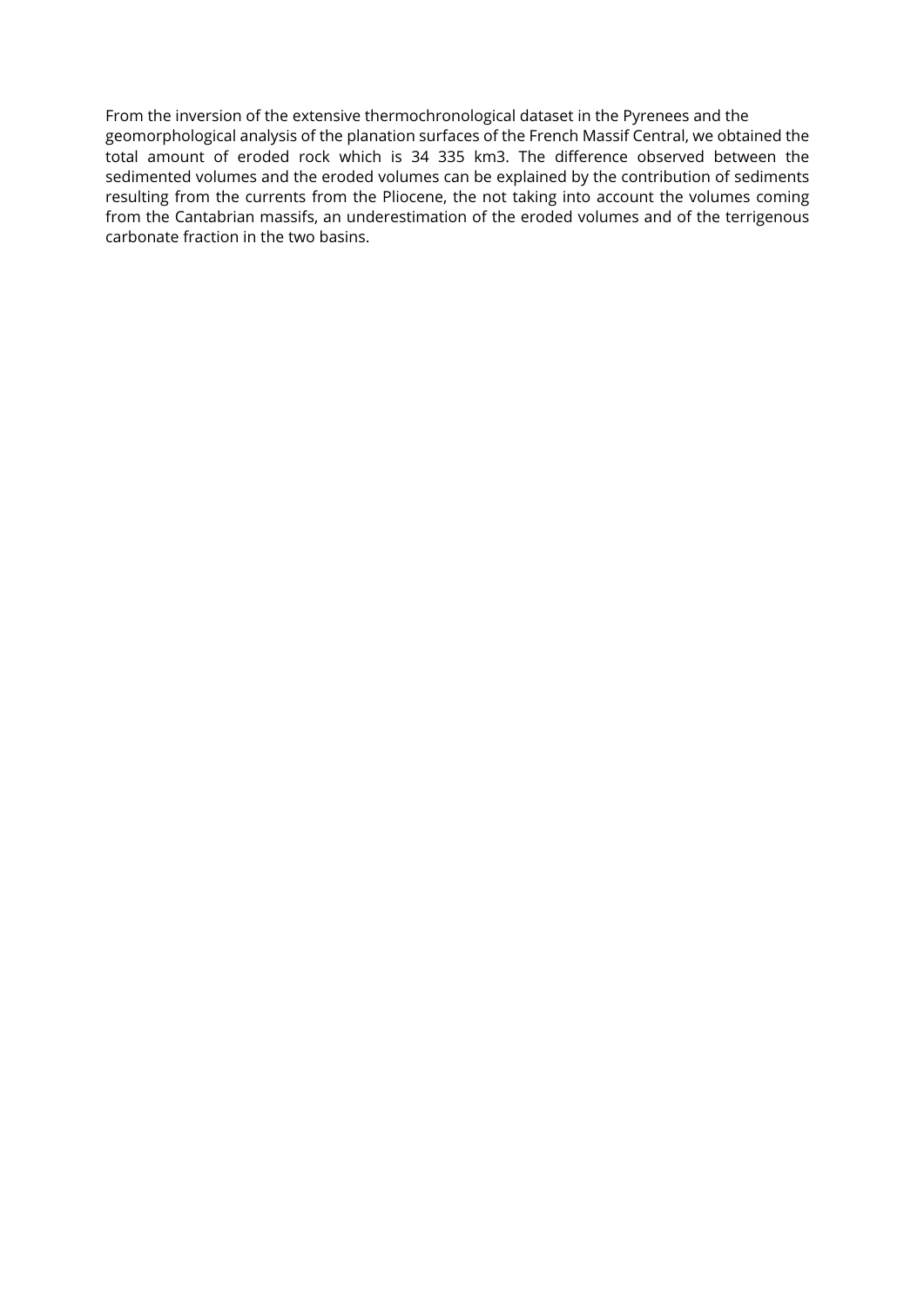From the inversion of the extensive thermochronological dataset in the Pyrenees and the geomorphological analysis of the planation surfaces of the French Massif Central, we obtained the total amount of eroded rock which is 34 335 km3. The difference observed between the sedimented volumes and the eroded volumes can be explained by the contribution of sediments resulting from the currents from the Pliocene, the not taking into account the volumes coming from the Cantabrian massifs, an underestimation of the eroded volumes and of the terrigenous carbonate fraction in the two basins.